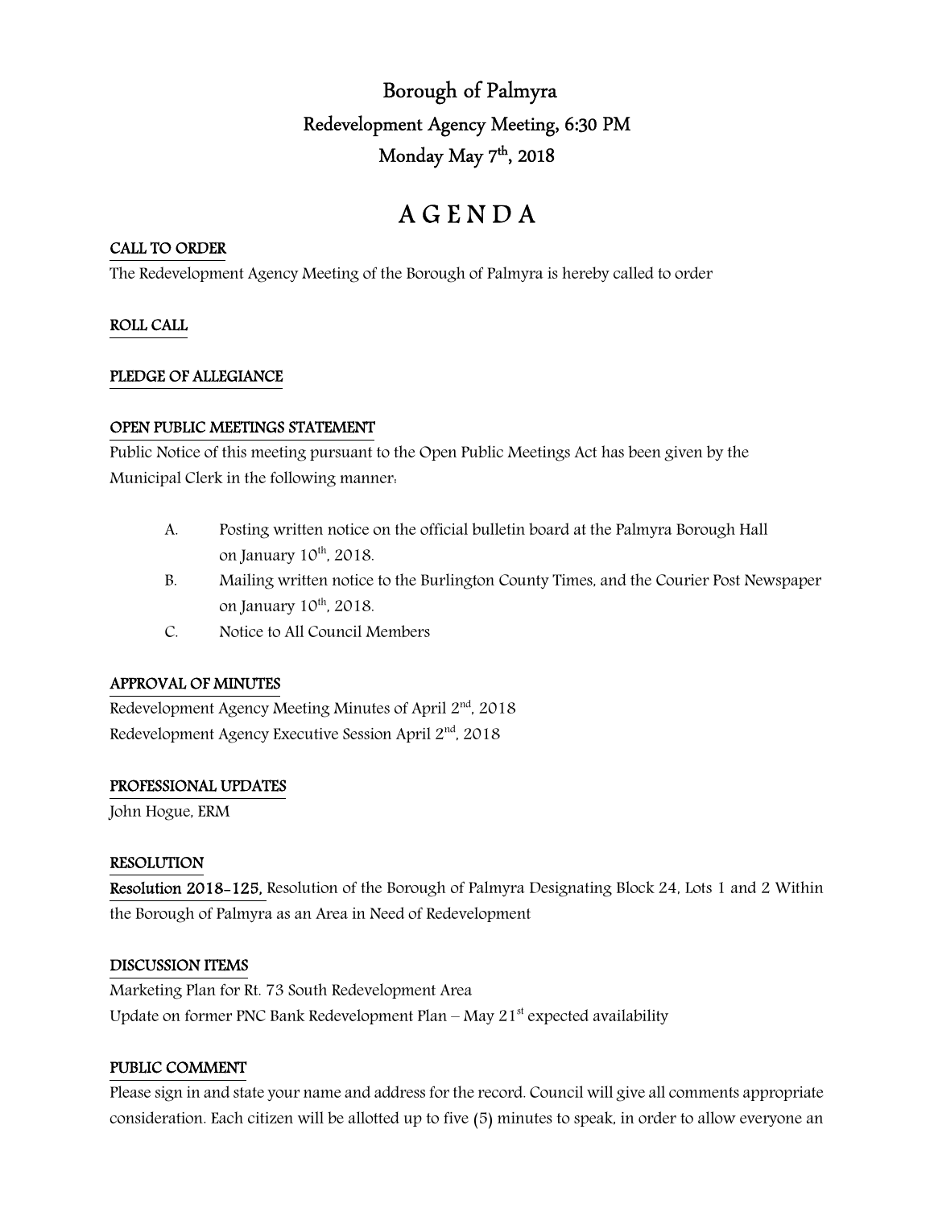# Borough of Palmyra

## Redevelopment Agency Meeting, 6:30 PM

## Monday May 7th, 2018

# A G E N D A

**CALL TO ORDER**

The Redevelopment Agency Meeting of the Borough of Palmyra is hereby called to order

**ROLL CALL**

**PLEDGE OF ALLEGIANCE**

**OPEN PUBLIC MEETINGS STATEMENT**

Public Notice of this meeting pursuant to the Open Public Meetings Act has been given by the Municipal Clerk in the following manner:

A. Posting written notice on the official bulletin board at the Palmyra Borough Hall on January 10th, 2018.

B. Mailing written notice to the Burlington County Times, and the Courier Post Newspaper on January 10th, 2018.

C. Notice to All Council Members

**APPROVAL OF MINUTES**

Redevelopment Agency Meeting Minutes of April 2nd, 2018

Redevelopment Agency Executive Session April 2nd, 2018

**PROFESSIONAL UPDATES**

John Hogue, ERM

**RESOLUTION**

**Resolution 2018-125,** Resolution of the Borough of Palmyra Designating Block 24, Lots 1 and 2 Within the Borough of Palmyra as an Area in Need of Redevelopment

**DISCUSSION ITEMS**

Marketing Plan for Rt. 73 South Redevelopment Area

Update on former PNC Bank Redevelopment Plan – May 21st expected availability

**PUBLIC COMMENT**

Please sign in and state your name and address for the record. Council will give all comments appropriate consideration. Each citizen will be allotted up to five (5) minutes to speak, in order to allow everyone an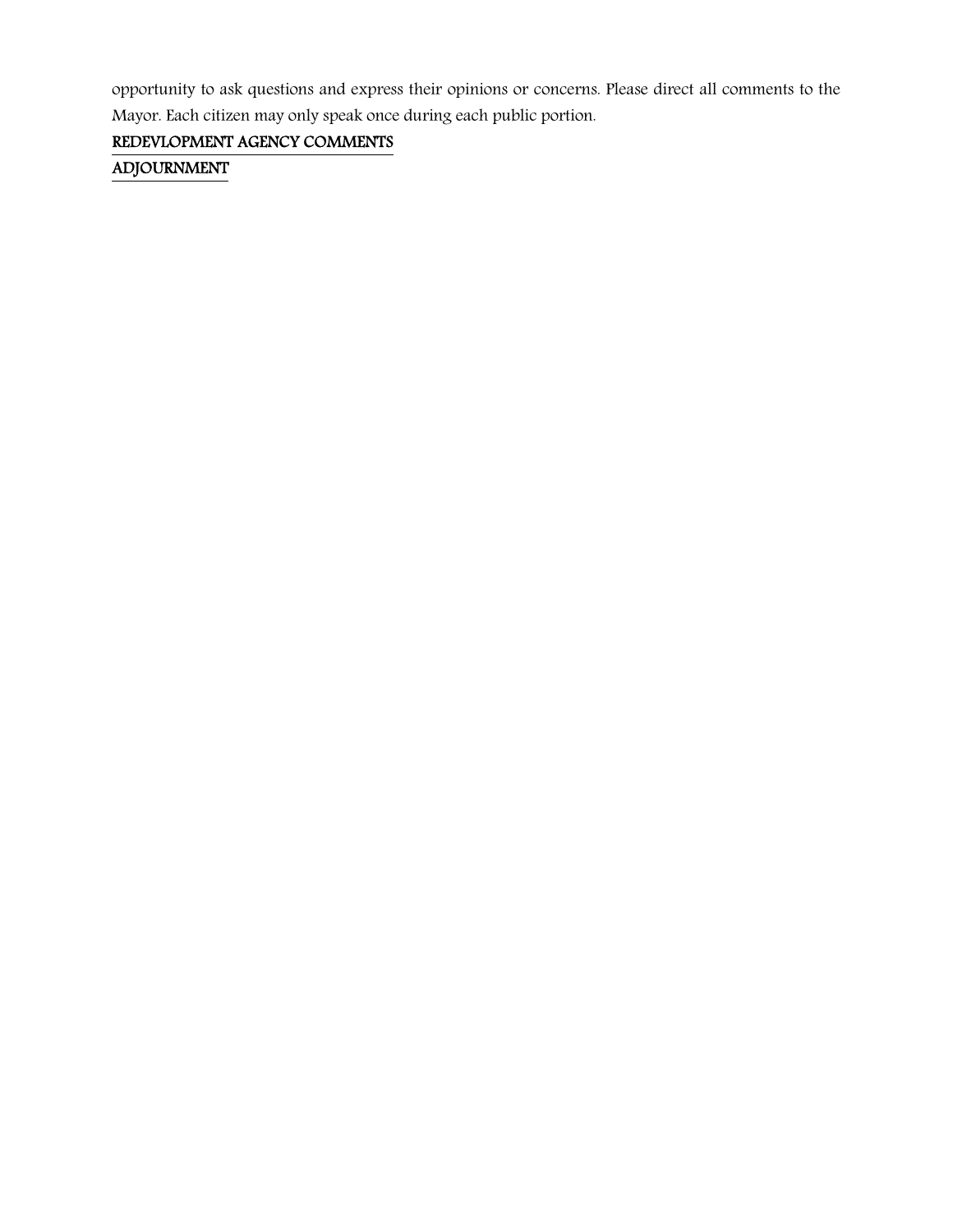opportunity to ask questions and express their opinions or concerns. Please direct all comments to the Mayor. Each citizen may only speak once during each public portion.

**REDEVLOPMENT AGENCY COMMENTS**

**ADJOURNMENT**